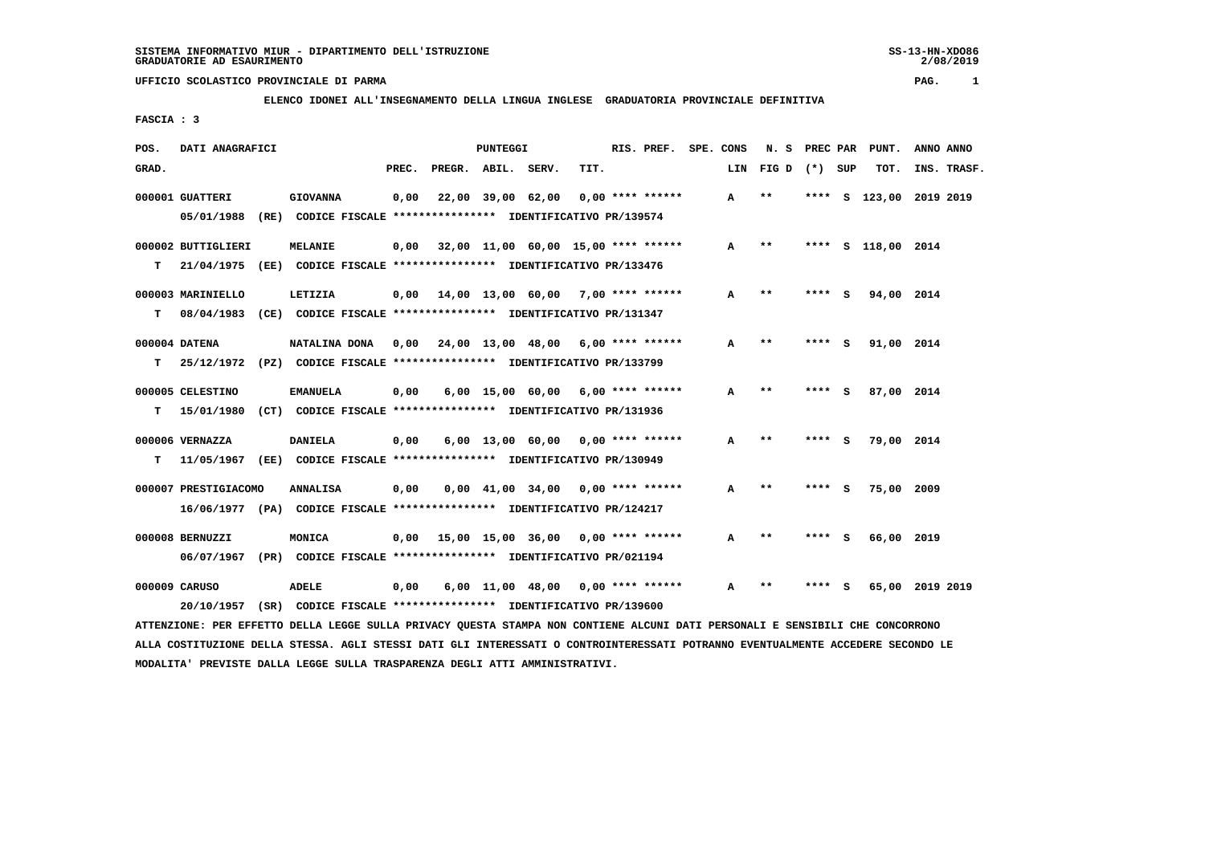SISTEMA INFORMATIVO MIUR - DIPARTIMENTO DELL'ISTRUZIONE
GRADUATORIE AD ESAURIMENTO

UFFICIO SCOLASTICO PROVINCIALE DI PARMA

ELENCO IDONEI ALL'INSEGNAMENTO DELLA LINGUA INGLESE GRADUATORIA PROVINCIALE DEFINITIVA

FASCIA : 3

| POS. GRAD. | DATI ANAGRAFICI | | PUNTEGGI PREC. | PREGR. | ABIL. | SERV. | TIT. | RIS. PREF. | SPE. CONS LIN | N. S FIG D | PREC PAR (*) | SUP | PUNT. TOT. | ANNO ANNO INS. TRASF. |
|---|---|---|---|---|---|---|---|---|---|---|---|---|---|---|
| 000001 | GUATTERI | GIOVANNA | 0,00 | 22,00 | 39,00 | 62,00 | 0,00 | **** ****** | A | ** | **** | S | 123,00 | 2019 2019 |
| | 05/01/1988 (RE) CODICE FISCALE **************** IDENTIFICATIVO PR/139574 | | | | | | | | | | | | | |
| 000002 | BUTTIGLIERI | MELANIE | 0,00 | 32,00 | 11,00 | 60,00 | 15,00 | **** ****** | A | ** | **** | S | 118,00 | 2014 |
| T | 21/04/1975 (EE) CODICE FISCALE **************** IDENTIFICATIVO PR/133476 | | | | | | | | | | | | | |
| 000003 | MARINIELLO | LETIZIA | 0,00 | 14,00 | 13,00 | 60,00 | 7,00 | **** ****** | A | ** | **** | S | 94,00 | 2014 |
| T | 08/04/1983 (CE) CODICE FISCALE **************** IDENTIFICATIVO PR/131347 | | | | | | | | | | | | | |
| 000004 | DATENA | NATALINA DONA | 0,00 | 24,00 | 13,00 | 48,00 | 6,00 | **** ****** | A | ** | **** | S | 91,00 | 2014 |
| T | 25/12/1972 (PZ) CODICE FISCALE **************** IDENTIFICATIVO PR/133799 | | | | | | | | | | | | | |
| 000005 | CELESTINO | EMANUELA | 0,00 | 6,00 | 15,00 | 60,00 | 6,00 | **** ****** | A | ** | **** | S | 87,00 | 2014 |
| T | 15/01/1980 (CT) CODICE FISCALE **************** IDENTIFICATIVO PR/131936 | | | | | | | | | | | | | |
| 000006 | VERNAZZA | DANIELA | 0,00 | 6,00 | 13,00 | 60,00 | 0,00 | **** ****** | A | ** | **** | S | 79,00 | 2014 |
| T | 11/05/1967 (EE) CODICE FISCALE **************** IDENTIFICATIVO PR/130949 | | | | | | | | | | | | | |
| 000007 | PRESTIGIACOMO | ANNALISA | 0,00 | 0,00 | 41,00 | 34,00 | 0,00 | **** ****** | A | ** | **** | S | 75,00 | 2009 |
| | 16/06/1977 (PA) CODICE FISCALE **************** IDENTIFICATIVO PR/124217 | | | | | | | | | | | | | |
| 000008 | BERNUZZI | MONICA | 0,00 | 15,00 | 15,00 | 36,00 | 0,00 | **** ****** | A | ** | **** | S | 66,00 | 2019 |
| | 06/07/1967 (PR) CODICE FISCALE **************** IDENTIFICATIVO PR/021194 | | | | | | | | | | | | | |
| 000009 | CARUSO | ADELE | 0,00 | 6,00 | 11,00 | 48,00 | 0,00 | **** ****** | A | ** | **** | S | 65,00 | 2019 2019 |
| | 20/10/1957 (SR) CODICE FISCALE **************** IDENTIFICATIVO PR/139600 | | | | | | | | | | | | | |

ATTENZIONE: PER EFFETTO DELLA LEGGE SULLA PRIVACY QUESTA STAMPA NON CONTIENE ALCUNI DATI PERSONALI E SENSIBILI CHE CONCORRONO ALLA COSTITUZIONE DELLA STESSA. AGLI STESSI DATI GLI INTERESSATI O CONTROINTERESSATI POTRANNO EVENTUALMENTE ACCEDERE SECONDO LE MODALITA' PREVISTE DALLA LEGGE SULLA TRASPARENZA DEGLI ATTI AMMINISTRATIVI.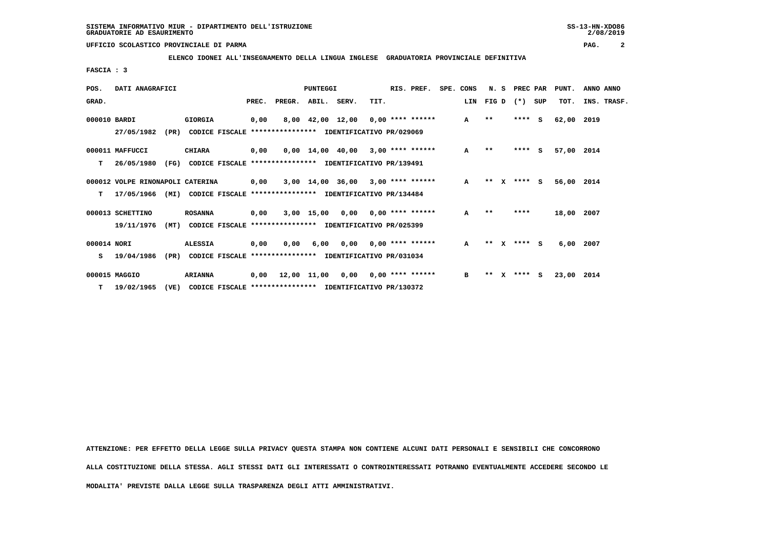SISTEMA INFORMATIVO MIUR - DIPARTIMENTO DELL'ISTRUZIONE
GRADUATORIE AD ESAURIMENTO

UFFICIO SCOLASTICO PROVINCIALE DI PARMA

**ELENCO IDONEI ALL'INSEGNAMENTO DELLA LINGUA INGLESE GRADUATORIA PROVINCIALE DEFINITIVA**

**FASCIA : 3**

| POS. GRAD. | DATI ANAGRAFICI | | PREC. | PREGR. | ABIL. | SERV. | TIT. | RIS. PREF. | SPE. CONS LIN | N. S FIG D | PREC PAR (*) SUP | PUNT. TOT. | ANNO INS. | ANNO TRASF. |
|---|---|---|---|---|---|---|---|---|---|---|---|---|---|---|
| 000010 | BARDI 27/05/1982 (PR) | GIORGIA CODICE FISCALE **************** IDENTIFICATIVO PR/029069 | 0,00 | 8,00 | 42,00 | 12,00 | 0,00 | **** ****** | A | ** | **** S | 62,00 | 2019 | |
| T 000011 | MAFFUCCI 26/05/1980 (FG) | CHIARA CODICE FISCALE **************** IDENTIFICATIVO PR/139491 | 0,00 | 0,00 | 14,00 | 40,00 | 3,00 | **** ****** | A | ** | **** S | 57,00 | 2014 | |
| T 000012 | VOLPE RINONAPOLI 17/05/1966 (MI) | CATERINA CODICE FISCALE **************** IDENTIFICATIVO PR/134484 | 0,00 | 3,00 | 14,00 | 36,00 | 3,00 | **** ****** | A | ** X | **** S | 56,00 | 2014 | |
| 000013 | SCHETTINO 19/11/1976 (MT) | ROSANNA CODICE FISCALE **************** IDENTIFICATIVO PR/025399 | 0,00 | 3,00 | 15,00 | 0,00 | 0,00 | **** ****** | A | ** | **** | 18,00 | 2007 | |
| S 000014 | NORI 19/04/1986 (PR) | ALESSIA CODICE FISCALE **************** IDENTIFICATIVO PR/031034 | 0,00 | 0,00 | 6,00 | 0,00 | 0,00 | **** ****** | A | ** X | **** S | 6,00 | 2007 | |
| T 000015 | MAGGIO 19/02/1965 (VE) | ARIANNA CODICE FISCALE **************** IDENTIFICATIVO PR/130372 | 0,00 | 12,00 | 11,00 | 0,00 | 0,00 | **** ****** | B | ** X | **** S | 23,00 | 2014 | |

ATTENZIONE: PER EFFETTO DELLA LEGGE SULLA PRIVACY QUESTA STAMPA NON CONTIENE ALCUNI DATI PERSONALI E SENSIBILI CHE CONCORRONO ALLA COSTITUZIONE DELLA STESSA. AGLI STESSI DATI GLI INTERESSATI O CONTROINTERESSATI POTRANNO EVENTUALMENTE ACCEDERE SECONDO LE MODALITA' PREVISTE DALLA LEGGE SULLA TRASPARENZA DEGLI ATTI AMMINISTRATIVI.